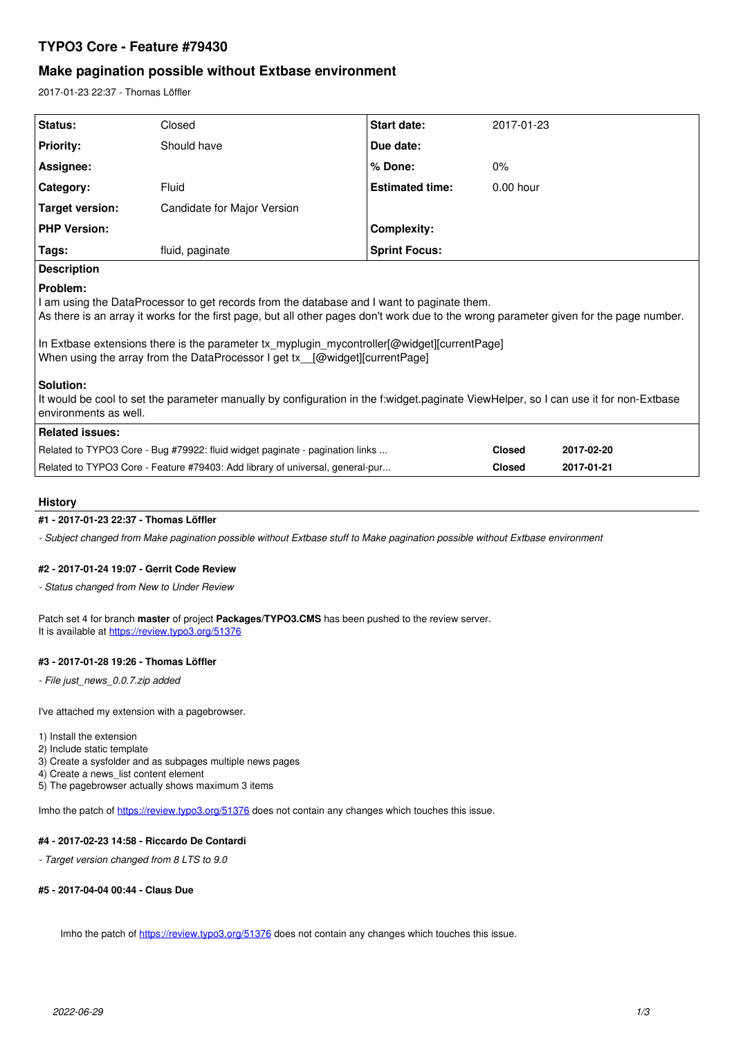# TYPO3 Core - Feature #79430

## Make pagination possible without Extbase environment

2017-01-23 22:37 - Thomas Löffler

| Status: | Closed | Start date: | 2017-01-23 |
|---|---|---|---|
| Priority: | Should have | Due date: | |
| Assignee: | | % Done: | 0% |
| Category: | Fluid | Estimated time: | 0.00 hour |
| Target version: | Candidate for Major Version | | |
| PHP Version: | | Complexity: | |
| Tags: | fluid, paginate | Sprint Focus: | |

**Description**

**Problem:**
I am using the DataProcessor to get records from the database and I want to paginate them.
As there is an array it works for the first page, but all other pages don't work due to the wrong parameter given for the page number.

In Extbase extensions there is the parameter tx_myplugin_mycontroller[@widget][currentPage]
When using the array from the DataProcessor I get tx__[@widget][currentPage]

**Solution:**
It would be cool to set the parameter manually by configuration in the f:widget.paginate ViewHelper, so I can use it for non-Extbase environments as well.

**Related issues:**

| | | |
|---|---|---|
| Related to TYPO3 Core - Bug #79922: fluid widget paginate - pagination links ... | Closed | 2017-02-20 |
| Related to TYPO3 Core - Feature #79403: Add library of universal, general-pur... | Closed | 2017-01-21 |

## History

### #1 - 2017-01-23 22:37 - Thomas Löffler

*- Subject changed from Make pagination possible without Extbase stuff to Make pagination possible without Extbase environment*

### #2 - 2017-01-24 19:07 - Gerrit Code Review

*- Status changed from New to Under Review*

Patch set 4 for branch **master** of project **Packages/TYPO3.CMS** has been pushed to the review server.
It is available at https://review.typo3.org/51376

### #3 - 2017-01-28 19:26 - Thomas Löffler

*- File just_news_0.0.7.zip added*

I've attached my extension with a pagebrowser.

1) Install the extension
2) Include static template
3) Create a sysfolder and as subpages multiple news pages
4) Create a news_list content element
5) The pagebrowser actually shows maximum 3 items

Imho the patch of https://review.typo3.org/51376 does not contain any changes which touches this issue.

### #4 - 2017-02-23 14:58 - Riccardo De Contardi

*- Target version changed from 8 LTS to 9.0*

### #5 - 2017-04-04 00:44 - Claus Due

> Imho the patch of https://review.typo3.org/51376 does not contain any changes which touches this issue.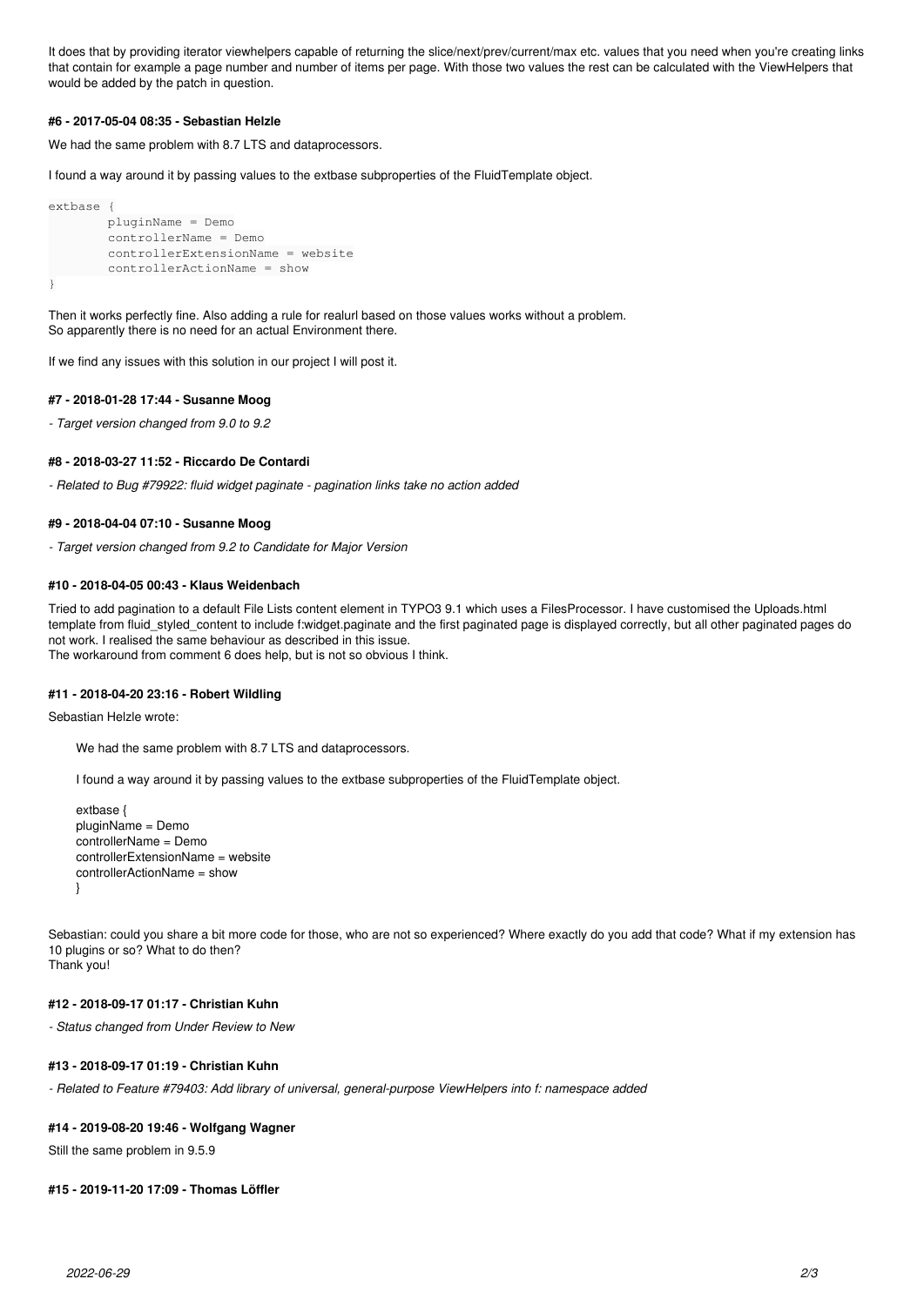It does that by providing iterator viewhelpers capable of returning the slice/next/prev/current/max etc. values that you need when you're creating links that contain for example a page number and number of items per page. With those two values the rest can be calculated with the ViewHelpers that would be added by the patch in question.

#### #6 - 2017-05-04 08:35 - Sebastian Helzle

We had the same problem with 8.7 LTS and dataprocessors.

I found a way around it by passing values to the extbase subproperties of the FluidTemplate object.

```
extbase {
        pluginName = Demo
        controllerName = Demo
        controllerExtensionName = website
        controllerActionName = show
}
```

Then it works perfectly fine. Also adding a rule for realurl based on those values works without a problem.
So apparently there is no need for an actual Environment there.

If we find any issues with this solution in our project I will post it.

#### #7 - 2018-01-28 17:44 - Susanne Moog

*- Target version changed from 9.0 to 9.2*

#### #8 - 2018-03-27 11:52 - Riccardo De Contardi

*- Related to Bug #79922: fluid widget paginate - pagination links take no action added*

#### #9 - 2018-04-04 07:10 - Susanne Moog

*- Target version changed from 9.2 to Candidate for Major Version*

#### #10 - 2018-04-05 00:43 - Klaus Weidenbach

Tried to add pagination to a default File Lists content element in TYPO3 9.1 which uses a FilesProcessor. I have customised the Uploads.html template from fluid_styled_content to include f:widget.paginate and the first paginated page is displayed correctly, but all other paginated pages do not work. I realised the same behaviour as described in this issue.
The workaround from comment 6 does help, but is not so obvious I think.

#### #11 - 2018-04-20 23:16 - Robert Wildling

Sebastian Helzle wrote:

> We had the same problem with 8.7 LTS and dataprocessors.
>
> I found a way around it by passing values to the extbase subproperties of the FluidTemplate object.
>
> extbase {
> pluginName = Demo
> controllerName = Demo
> controllerExtensionName = website
> controllerActionName = show
> }

Sebastian: could you share a bit more code for those, who are not so experienced? Where exactly do you add that code? What if my extension has 10 plugins or so? What to do then?
Thank you!

#### #12 - 2018-09-17 01:17 - Christian Kuhn

*- Status changed from Under Review to New*

#### #13 - 2018-09-17 01:19 - Christian Kuhn

*- Related to Feature #79403: Add library of universal, general-purpose ViewHelpers into f: namespace added*

#### #14 - 2019-08-20 19:46 - Wolfgang Wagner

Still the same problem in 9.5.9

#### #15 - 2019-11-20 17:09 - Thomas Löffler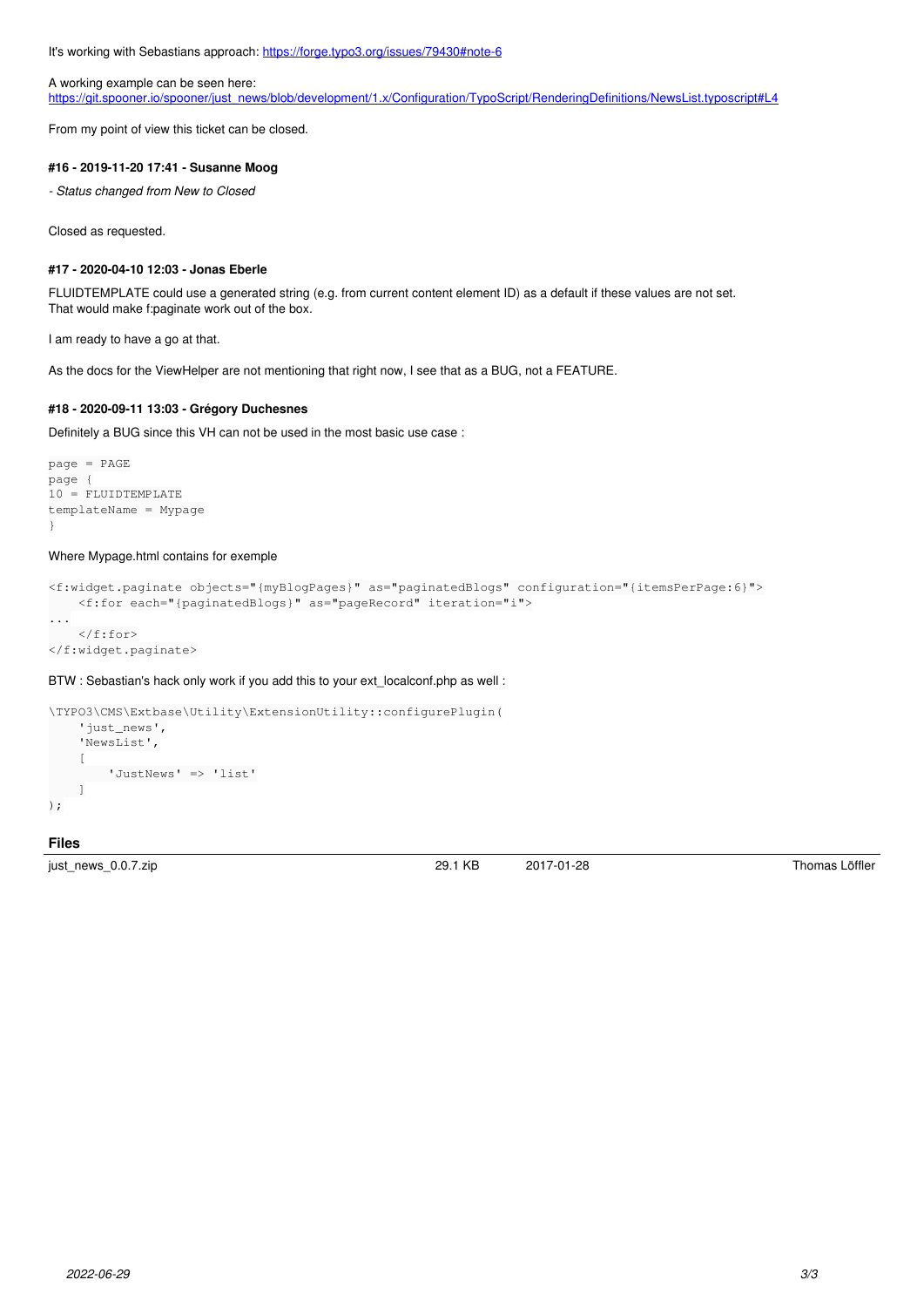It's working with Sebastians approach: https://forge.typo3.org/issues/79430#note-6

A working example can be seen here:
https://git.spooner.io/spooner/just_news/blob/development/1.x/Configuration/TypoScript/RenderingDefinitions/NewsList.typoscript#L4

From my point of view this ticket can be closed.

#### #16 - 2019-11-20 17:41 - Susanne Moog

*- Status changed from New to Closed*

Closed as requested.

#### #17 - 2020-04-10 12:03 - Jonas Eberle

FLUIDTEMPLATE could use a generated string (e.g. from current content element ID) as a default if these values are not set.
That would make f:paginate work out of the box.

I am ready to have a go at that.

As the docs for the ViewHelper are not mentioning that right now, I see that as a BUG, not a FEATURE.

#### #18 - 2020-09-11 13:03 - Grégory Duchesnes

Definitely a BUG since this VH can not be used in the most basic use case :

```
page = PAGE
page {
10 = FLUIDTEMPLATE
templateName = Mypage
}
```

Where Mypage.html contains for exemple

```
<f:widget.paginate objects="{myBlogPages}" as="paginatedBlogs" configuration="{itemsPerPage:6}">
    <f:for each="{paginatedBlogs}" as="pageRecord" iteration="i">
...
    </f:for>
</f:widget.paginate>
```

BTW : Sebastian's hack only work if you add this to your ext_localconf.php as well :

```
\TYPO3\CMS\Extbase\Utility\ExtensionUtility::configurePlugin(
    'just_news',
    'NewsList',
    [
        'JustNews' => 'list'
    ]
);
```

### Files

| | | | |
|---|---|---|---|
| just_news_0.0.7.zip | 29.1 KB | 2017-01-28 | Thomas Löffler |